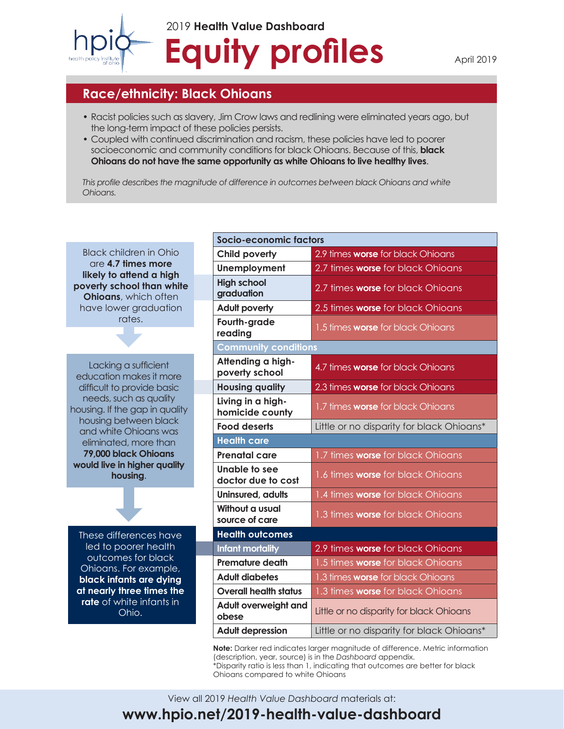2019 **Health Value Dashboard**

# Equity profiles

April 2019

## Race/ethnicity: Black Ohioans

- Racist policies such as slavery, Jim Crow laws and redlining were eliminated years ago, but the long-term impact of these policies persists.
- Coupled with continued discrimination and racism, these policies have led to poorer socioeconomic and community conditions for black Ohioans. Because of this, **black Ohioans do not have the same opportunity as white Ohioans to live healthy lives**.

*This profile describes the magnitude of difference in outcomes between black Ohioans and white Ohioans.*

Black children in Ohio are **4.7 times more likely to attend a high poverty school than white Ohioans**, which often have lower graduation rates.

Lacking a sufficient education makes it more difficult to provide basic needs, such as quality housing. If the gap in quality housing between black and white Ohioans was eliminated, more than **79,000 black Ohioans would live in higher quality housing**.

These differences have led to poorer health outcomes for black Ohioans. For example, **black infants are dying at nearly three times the rate** of white infants in Ohio.

| Metric | Disparity |
|---|---|
| **Socio-economic factors** | |
| Child poverty | 2.9 times **worse** for black Ohioans |
| Unemployment | 2.7 times **worse** for black Ohioans |
| High school graduation | 2.7 times **worse** for black Ohioans |
| Adult poverty | 2.5 times **worse** for black Ohioans |
| Fourth-grade reading | 1.5 times **worse** for black Ohioans |
| **Community conditions** | |
| Attending a high-poverty school | 4.7 times **worse** for black Ohioans |
| Housing quality | 2.3 times **worse** for black Ohioans |
| Living in a high-homicide county | 1.7 times **worse** for black Ohioans |
| Food deserts | Little or no disparity for black Ohioans* |
| **Health care** | |
| Prenatal care | 1.7 times **worse** for black Ohioans |
| Unable to see doctor due to cost | 1.6 times **worse** for black Ohioans |
| Uninsured, adults | 1.4 times **worse** for black Ohioans |
| Without a usual source of care | 1.3 times **worse** for black Ohioans |
| **Health outcomes** | |
| Infant mortality | 2.9 times **worse** for black Ohioans |
| Premature death | 1.5 times **worse** for black Ohioans |
| Adult diabetes | 1.3 times **worse** for black Ohioans |
| Overall health status | 1.3 times **worse** for black Ohioans |
| Adult overweight and obese | Little or no disparity for black Ohioans |
| Adult depression | Little or no disparity for black Ohioans* |

**Note:** Darker red indicates larger magnitude of difference. Metric information (description, year, source) is in the *Dashboard* appendix.
*Disparity ratio is less than 1, indicating that outcomes are better for black Ohioans compared to white Ohioans

View all 2019 *Health Value Dashboard* materials at:

**www.hpio.net/2019-health-value-dashboard**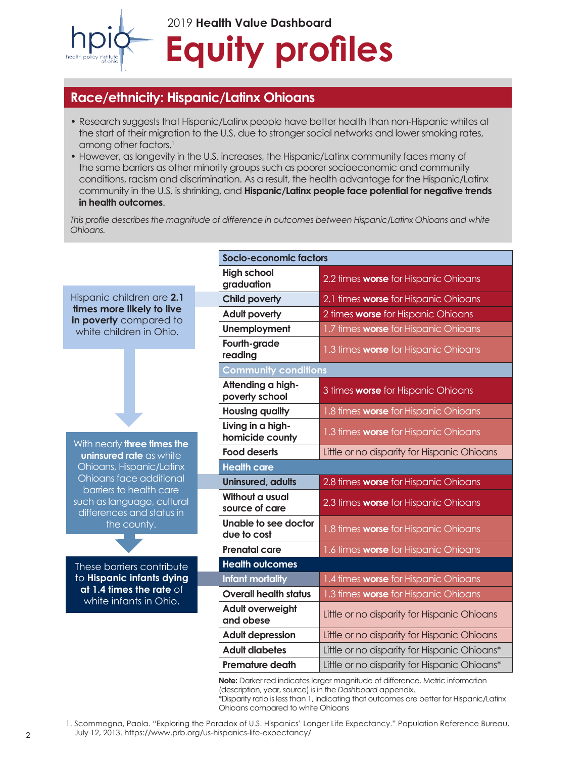2019 **Health Value Dashboard**

# Equity profiles

## Race/ethnicity: Hispanic/Latinx Ohioans

- Research suggests that Hispanic/Latinx people have better health than non-Hispanic whites at the start of their migration to the U.S. due to stronger social networks and lower smoking rates, among other factors.[1]
- However, as longevity in the U.S. increases, the Hispanic/Latinx community faces many of the same barriers as other minority groups such as poorer socioeconomic and community conditions, racism and discrimination. As a result, the health advantage for the Hispanic/Latinx community in the U.S. is shrinking, and **Hispanic/Latinx people face potential for negative trends in health outcomes**.

*This profile describes the magnitude of difference in outcomes between Hispanic/Latinx Ohioans and white Ohioans.*

Hispanic children are **2.1 times more likely to live in poverty** compared to white children in Ohio.

With nearly **three times the uninsured rate** as white Ohioans, Hispanic/Latinx Ohioans face additional barriers to health care such as language, cultural differences and status in the county.

These barriers contribute to **Hispanic infants dying at 1.4 times the rate** of white infants in Ohio.

| Metric | Disparity |
|---|---|
| **Socio-economic factors** | |
| High school graduation | 2.2 times **worse** for Hispanic Ohioans |
| Child poverty | 2.1 times **worse** for Hispanic Ohioans |
| Adult poverty | 2 times **worse** for Hispanic Ohioans |
| Unemployment | 1.7 times **worse** for Hispanic Ohioans |
| Fourth-grade reading | 1.3 times **worse** for Hispanic Ohioans |
| **Community conditions** | |
| Attending a high-poverty school | 3 times **worse** for Hispanic Ohioans |
| Housing quality | 1.8 times **worse** for Hispanic Ohioans |
| Living in a high-homicide county | 1.3 times **worse** for Hispanic Ohioans |
| Food deserts | Little or no disparity for Hispanic Ohioans |
| **Health care** | |
| Uninsured, adults | 2.8 times **worse** for Hispanic Ohioans |
| Without a usual source of care | 2.3 times **worse** for Hispanic Ohioans |
| Unable to see doctor due to cost | 1.8 times **worse** for Hispanic Ohioans |
| Prenatal care | 1.6 times **worse** for Hispanic Ohioans |
| **Health outcomes** | |
| Infant mortality | 1.4 times **worse** for Hispanic Ohioans |
| Overall health status | 1.3 times **worse** for Hispanic Ohioans |
| Adult overweight and obese | Little or no disparity for Hispanic Ohioans |
| Adult depression | Little or no disparity for Hispanic Ohioans |
| Adult diabetes | Little or no disparity for Hispanic Ohioans* |
| Premature death | Little or no disparity for Hispanic Ohioans* |

**Note:** Darker red indicates larger magnitude of difference. Metric information (description, year, source) is in the *Dashboard* appendix.
*Disparity ratio is less than 1, indicating that outcomes are better for Hispanic/Latinx Ohioans compared to white Ohioans

1. Scommegna, Paola. "Exploring the Paradox of U.S. Hispanics' Longer Life Expectancy." Population Reference Bureau, July 12, 2013. https://www.prb.org/us-hispanics-life-expectancy/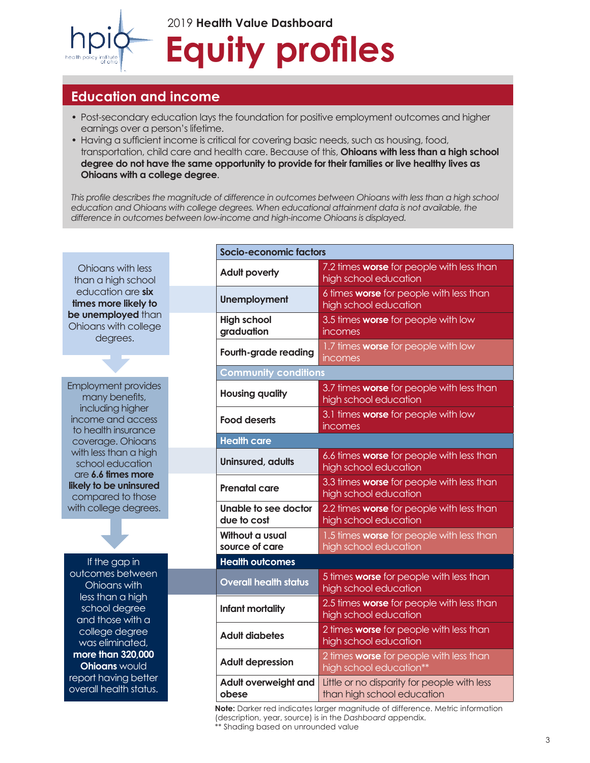2019 **Health Value Dashboard**

# Equity profiles

## Education and income

- Post-secondary education lays the foundation for positive employment outcomes and higher earnings over a person's lifetime.
- Having a sufficient income is critical for covering basic needs, such as housing, food, transportation, child care and health care. Because of this, **Ohioans with less than a high school degree do not have the same opportunity to provide for their families or live healthy lives as Ohioans with a college degree**.

*This profile describes the magnitude of difference in outcomes between Ohioans with less than a high school education and Ohioans with college degrees. When educational attainment data is not available, the difference in outcomes between low-income and high-income Ohioans is displayed.*

Ohioans with less than a high school education are **six times more likely to be unemployed** than Ohioans with college degrees.

Employment provides many benefits, including higher income and access to health insurance coverage. Ohioans with less than a high school education are **6.6 times more likely to be uninsured** compared to those with college degrees.

If the gap in outcomes between Ohioans with less than a high school degree and those with a college degree was eliminated, **more than 320,000 Ohioans** would report having better overall health status.

| **Socio-economic factors** | |
|---|---|
| **Adult poverty** | 7.2 times **worse** for people with less than high school education |
| **Unemployment** | 6 times **worse** for people with less than high school education |
| **High school graduation** | 3.5 times **worse** for people with low incomes |
| **Fourth-grade reading** | 1.7 times **worse** for people with low incomes |
| **Community conditions** | |
| **Housing quality** | 3.7 times **worse** for people with less than high school education |
| **Food deserts** | 3.1 times **worse** for people with low incomes |
| **Health care** | |
| **Uninsured, adults** | 6.6 times **worse** for people with less than high school education |
| **Prenatal care** | 3.3 times **worse** for people with less than high school education |
| **Unable to see doctor due to cost** | 2.2 times **worse** for people with less than high school education |
| **Without a usual source of care** | 1.5 times **worse** for people with less than high school education |
| **Health outcomes** | |
| **Overall health status** | 5 times **worse** for people with less than high school education |
| **Infant mortality** | 2.5 times **worse** for people with less than high school education |
| **Adult diabetes** | 2 times **worse** for people with less than high school education |
| **Adult depression** | 2 times **worse** for people with less than high school education** |
| **Adult overweight and obese** | Little or no disparity for people with less than high school education |

**Note:** Darker red indicates larger magnitude of difference. Metric information (description, year, source) is in the *Dashboard* appendix.
** Shading based on unrounded value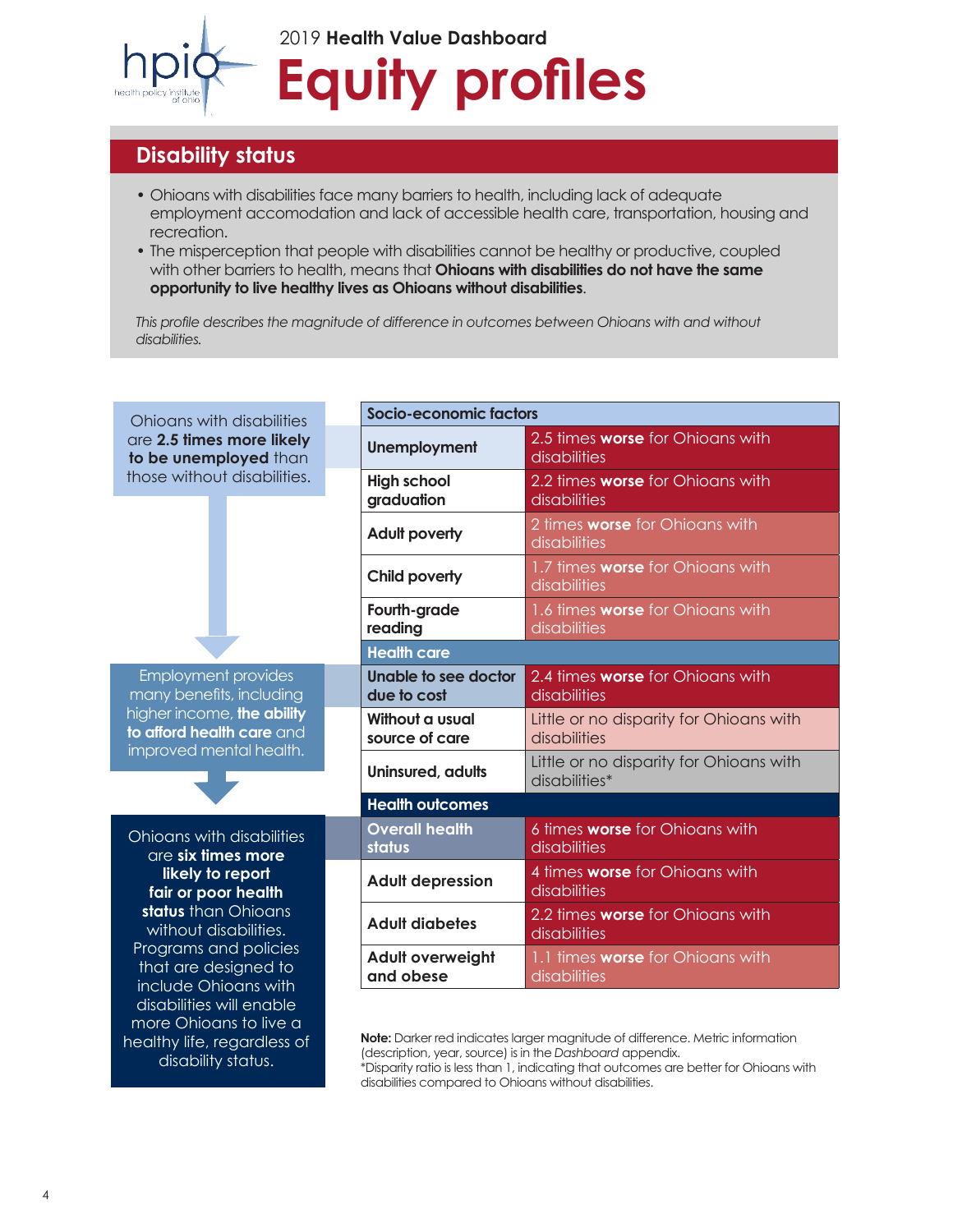2019 **Health Value Dashboard**

# Equity profiles

## Disability status

- Ohioans with disabilities face many barriers to health, including lack of adequate employment accomodation and lack of accessible health care, transportation, housing and recreation.
- The misperception that people with disabilities cannot be healthy or productive, coupled with other barriers to health, means that **Ohioans with disabilities do not have the same opportunity to live healthy lives as Ohioans without disabilities**.

*This profile describes the magnitude of difference in outcomes between Ohioans with and without disabilities.*

Ohioans with disabilities are **2.5 times more likely to be unemployed** than those without disabilities.

Employment provides many benefits, including higher income, **the ability to afford health care** and improved mental health.

Ohioans with disabilities are **six times more likely to report fair or poor health status** than Ohioans without disabilities. Programs and policies that are designed to include Ohioans with disabilities will enable more Ohioans to live a healthy life, regardless of disability status.

| Socio-economic factors | |
|---|---|
| **Unemployment** | 2.5 times **worse** for Ohioans with disabilities |
| **High school graduation** | 2.2 times **worse** for Ohioans with disabilities |
| **Adult poverty** | 2 times **worse** for Ohioans with disabilities |
| **Child poverty** | 1.7 times **worse** for Ohioans with disabilities |
| **Fourth-grade reading** | 1.6 times **worse** for Ohioans with disabilities |
| **Health care** | |
| **Unable to see doctor due to cost** | 2.4 times **worse** for Ohioans with disabilities |
| **Without a usual source of care** | Little or no disparity for Ohioans with disabilities |
| **Uninsured, adults** | Little or no disparity for Ohioans with disabilities* |
| **Health outcomes** | |
| **Overall health status** | 6 times **worse** for Ohioans with disabilities |
| **Adult depression** | 4 times **worse** for Ohioans with disabilities |
| **Adult diabetes** | 2.2 times **worse** for Ohioans with disabilities |
| **Adult overweight and obese** | 1.1 times **worse** for Ohioans with disabilities |

**Note:** Darker red indicates larger magnitude of difference. Metric information (description, year, source) is in the *Dashboard* appendix.
*Disparity ratio is less than 1, indicating that outcomes are better for Ohioans with disabilities compared to Ohioans without disabilities.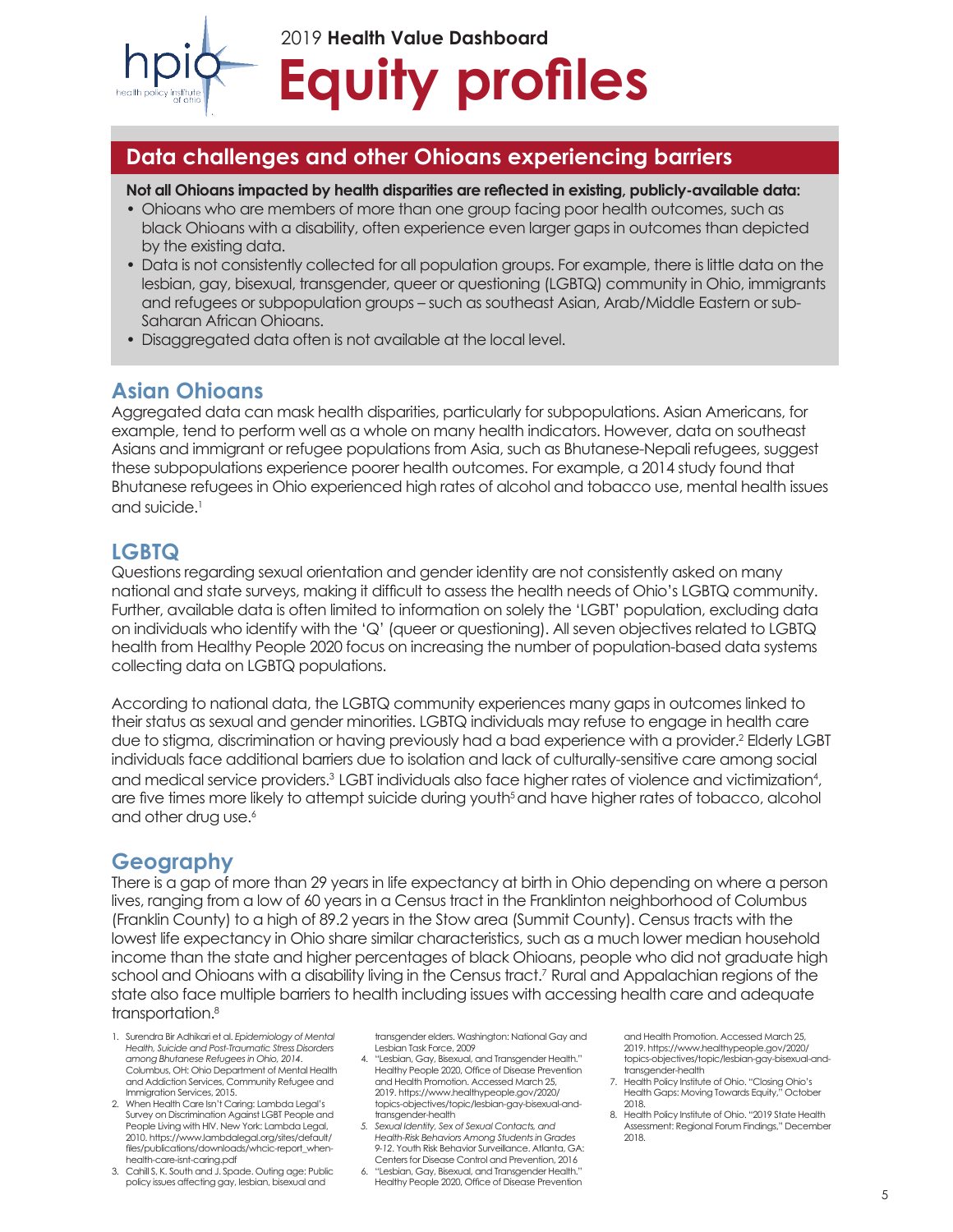2019 **Health Value Dashboard**

# Equity profiles

## Data challenges and other Ohioans experiencing barriers

**Not all Ohioans impacted by health disparities are reflected in existing, publicly-available data:**

- Ohioans who are members of more than one group facing poor health outcomes, such as black Ohioans with a disability, often experience even larger gaps in outcomes than depicted by the existing data.
- Data is not consistently collected for all population groups. For example, there is little data on the lesbian, gay, bisexual, transgender, queer or questioning (LGBTQ) community in Ohio, immigrants and refugees or subpopulation groups – such as southeast Asian, Arab/Middle Eastern or sub-Saharan African Ohioans.
- Disaggregated data often is not available at the local level.

## Asian Ohioans

Aggregated data can mask health disparities, particularly for subpopulations. Asian Americans, for example, tend to perform well as a whole on many health indicators. However, data on southeast Asians and immigrant or refugee populations from Asia, such as Bhutanese-Nepali refugees, suggest these subpopulations experience poorer health outcomes. For example, a 2014 study found that Bhutanese refugees in Ohio experienced high rates of alcohol and tobacco use, mental health issues and suicide.[1]

## LGBTQ

Questions regarding sexual orientation and gender identity are not consistently asked on many national and state surveys, making it difficult to assess the health needs of Ohio's LGBTQ community. Further, available data is often limited to information on solely the 'LGBT' population, excluding data on individuals who identify with the 'Q' (queer or questioning). All seven objectives related to LGBTQ health from Healthy People 2020 focus on increasing the number of population-based data systems collecting data on LGBTQ populations.

According to national data, the LGBTQ community experiences many gaps in outcomes linked to their status as sexual and gender minorities. LGBTQ individuals may refuse to engage in health care due to stigma, discrimination or having previously had a bad experience with a provider.[2] Elderly LGBT individuals face additional barriers due to isolation and lack of culturally-sensitive care among social and medical service providers.[3] LGBT individuals also face higher rates of violence and victimization[4], are five times more likely to attempt suicide during youth[5] and have higher rates of tobacco, alcohol and other drug use.[6]

## Geography

There is a gap of more than 29 years in life expectancy at birth in Ohio depending on where a person lives, ranging from a low of 60 years in a Census tract in the Franklinton neighborhood of Columbus (Franklin County) to a high of 89.2 years in the Stow area (Summit County). Census tracts with the lowest life expectancy in Ohio share similar characteristics, such as a much lower median household income than the state and higher percentages of black Ohioans, people who did not graduate high school and Ohioans with a disability living in the Census tract.[7] Rural and Appalachian regions of the state also face multiple barriers to health including issues with accessing health care and adequate transportation.[8]

1. Surendra Bir Adhikari et al. *Epidemiology of Mental Health, Suicide and Post-Traumatic Stress Disorders among Bhutanese Refugees in Ohio, 2014*. Columbus, OH: Ohio Department of Mental Health and Addiction Services, Community Refugee and Immigration Services, 2015.
2. When Health Care Isn't Caring: Lambda Legal's Survey on Discrimination Against LGBT People and People Living with HIV. New York: Lambda Legal, 2010. https://www.lambdalegal.org/sites/default/files/publications/downloads/whcic-report_when-health-care-isnt-caring.pdf
3. Cahill S, K. South and J. Spade. Outing age: Public policy issues affecting gay, lesbian, bisexual and transgender elders. Washington: National Gay and Lesbian Task Force, 2009
4. "Lesbian, Gay, Bisexual, and Transgender Health." Healthy People 2020, Office of Disease Prevention and Health Promotion. Accessed March 25, 2019. https://www.healthypeople.gov/2020/topics-objectives/topic/lesbian-gay-bisexual-and-transgender-health
5. *Sexual Identity, Sex of Sexual Contacts, and Health-Risk Behaviors Among Students in Grades 9-12*. Youth Risk Behavior Surveillance. Atlanta, GA: Centers for Disease Control and Prevention, 2016
6. "Lesbian, Gay, Bisexual, and Transgender Health." Healthy People 2020, Office of Disease Prevention and Health Promotion. Accessed March 25, 2019. https://www.healthypeople.gov/2020/topics-objectives/topic/lesbian-gay-bisexual-and-transgender-health
7. Health Policy Institute of Ohio. "Closing Ohio's Health Gaps: Moving Towards Equity," October 2018.
8. Health Policy Institute of Ohio. "2019 State Health Assessment: Regional Forum Findings," December 2018.